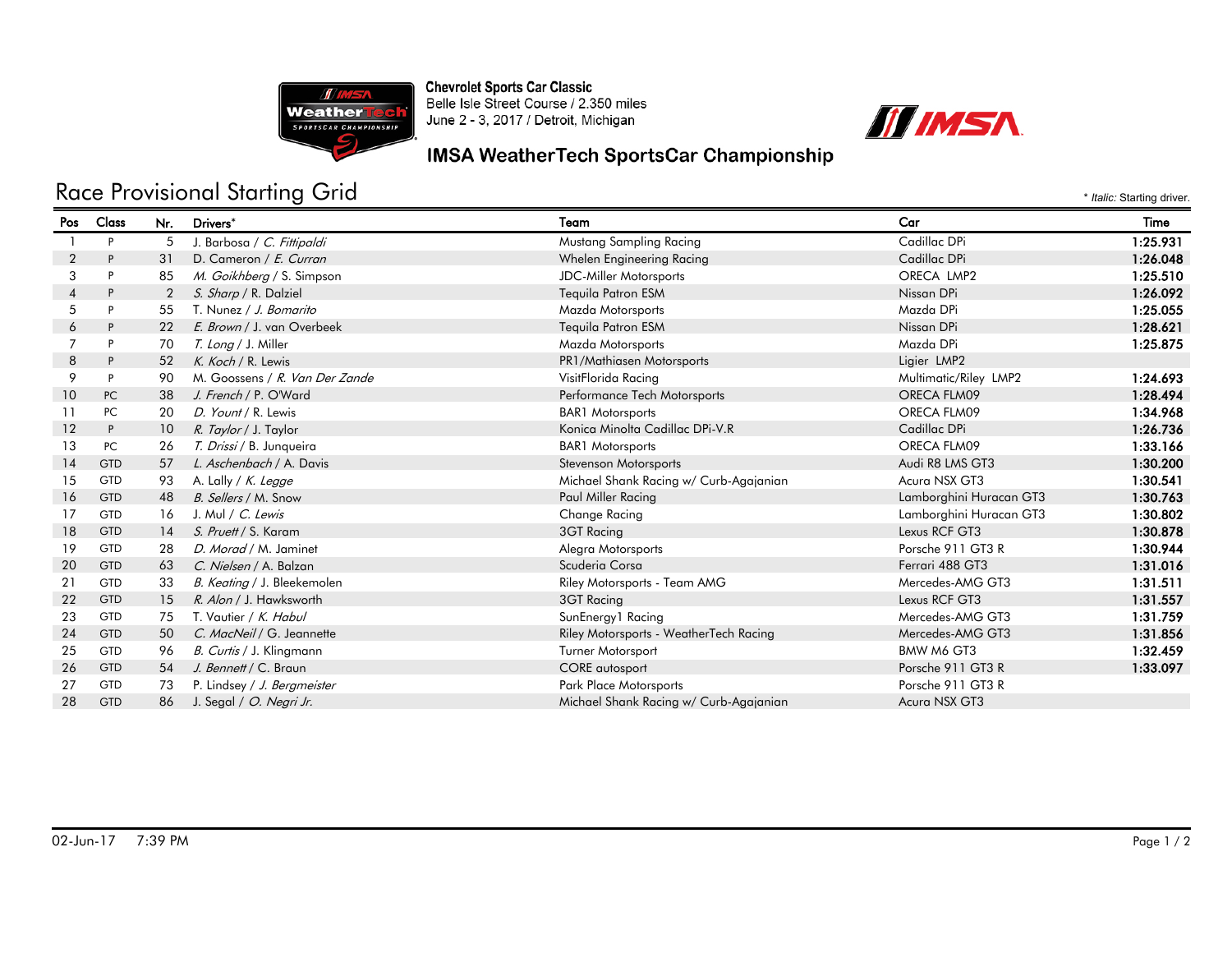**Chevrolet Sports Car Classic**
Belle Isle Street Course / 2.350 miles
June 2 - 3, 2017 / Detroit, Michigan

**IMSA WeatherTech SportsCar Championship**

# Race Provisional Starting Grid

\* *Italic:* Starting driver.

| Pos | Class | Nr. | Drivers* | Team | Car | Time |
|---|---|---|---|---|---|---|
| 1 | P | 5 | J. Barbosa / *C. Fittipaldi* | Mustang Sampling Racing | Cadillac DPi | **1:25.931** |
| 2 | P | 31 | D. Cameron / *E. Curran* | Whelen Engineering Racing | Cadillac DPi | **1:26.048** |
| 3 | P | 85 | *M. Goikhberg* / S. Simpson | JDC-Miller Motorsports | ORECA LMP2 | **1:25.510** |
| 4 | P | 2 | *S. Sharp* / R. Dalziel | Tequila Patron ESM | Nissan DPi | **1:26.092** |
| 5 | P | 55 | T. Nunez / *J. Bomarito* | Mazda Motorsports | Mazda DPi | **1:25.055** |
| 6 | P | 22 | *E. Brown* / J. van Overbeek | Tequila Patron ESM | Nissan DPi | **1:28.621** |
| 7 | P | 70 | *T. Long* / J. Miller | Mazda Motorsports | Mazda DPi | **1:25.875** |
| 8 | P | 52 | *K. Koch* / R. Lewis | PR1/Mathiasen Motorsports | Ligier LMP2 | |
| 9 | P | 90 | M. Goossens / *R. Van Der Zande* | VisitFlorida Racing | Multimatic/Riley LMP2 | **1:24.693** |
| 10 | PC | 38 | *J. French* / P. O'Ward | Performance Tech Motorsports | ORECA FLM09 | **1:28.494** |
| 11 | PC | 20 | *D. Yount* / R. Lewis | BAR1 Motorsports | ORECA FLM09 | **1:34.968** |
| 12 | P | 10 | *R. Taylor* / J. Taylor | Konica Minolta Cadillac DPi-V.R | Cadillac DPi | **1:26.736** |
| 13 | PC | 26 | *T. Drissi* / B. Junqueira | BAR1 Motorsports | ORECA FLM09 | **1:33.166** |
| 14 | GTD | 57 | *L. Aschenbach* / A. Davis | Stevenson Motorsports | Audi R8 LMS GT3 | **1:30.200** |
| 15 | GTD | 93 | A. Lally / *K. Legge* | Michael Shank Racing w/ Curb-Agajanian | Acura NSX GT3 | **1:30.541** |
| 16 | GTD | 48 | *B. Sellers* / M. Snow | Paul Miller Racing | Lamborghini Huracan GT3 | **1:30.763** |
| 17 | GTD | 16 | J. Mul / *C. Lewis* | Change Racing | Lamborghini Huracan GT3 | **1:30.802** |
| 18 | GTD | 14 | *S. Pruett* / S. Karam | 3GT Racing | Lexus RCF GT3 | **1:30.878** |
| 19 | GTD | 28 | *D. Morad* / M. Jaminet | Alegra Motorsports | Porsche 911 GT3 R | **1:30.944** |
| 20 | GTD | 63 | *C. Nielsen* / A. Balzan | Scuderia Corsa | Ferrari 488 GT3 | **1:31.016** |
| 21 | GTD | 33 | *B. Keating* / J. Bleekemolen | Riley Motorsports - Team AMG | Mercedes-AMG GT3 | **1:31.511** |
| 22 | GTD | 15 | *R. Alon* / J. Hawksworth | 3GT Racing | Lexus RCF GT3 | **1:31.557** |
| 23 | GTD | 75 | T. Vautier / *K. Habul* | SunEnergy1 Racing | Mercedes-AMG GT3 | **1:31.759** |
| 24 | GTD | 50 | *C. MacNeil* / G. Jeannette | Riley Motorsports - WeatherTech Racing | Mercedes-AMG GT3 | **1:31.856** |
| 25 | GTD | 96 | *B. Curtis* / J. Klingmann | Turner Motorsport | BMW M6 GT3 | **1:32.459** |
| 26 | GTD | 54 | *J. Bennett* / C. Braun | CORE autosport | Porsche 911 GT3 R | **1:33.097** |
| 27 | GTD | 73 | P. Lindsey / *J. Bergmeister* | Park Place Motorsports | Porsche 911 GT3 R | |
| 28 | GTD | 86 | J. Segal / *O. Negri Jr.* | Michael Shank Racing w/ Curb-Agajanian | Acura NSX GT3 | |

02-Jun-17 7:39 PM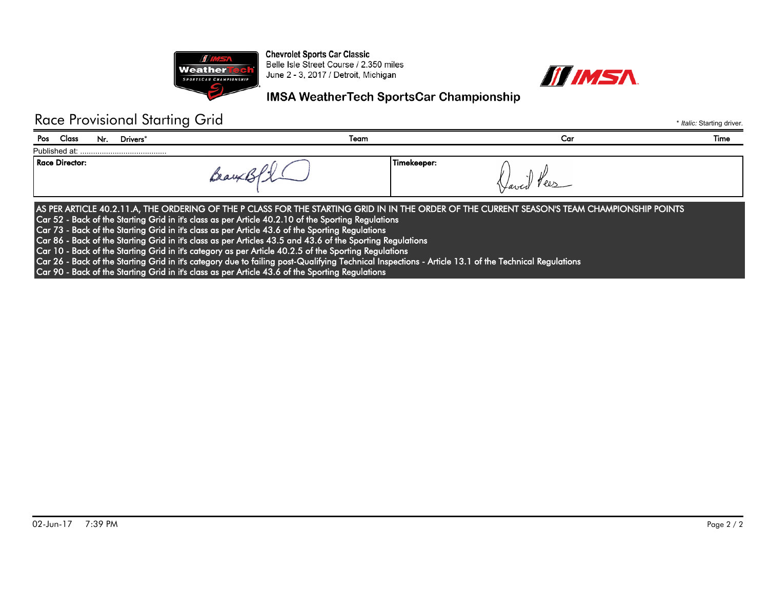**Chevrolet Sports Car Classic**
Belle Isle Street Course / 2.350 miles
June 2 - 3, 2017 / Detroit, Michigan

**IMSA WeatherTech SportsCar Championship**

# Race Provisional Starting Grid

\* *Italic:* Starting driver.

| Pos | Class | Nr. | Drivers* | Team | Car | Time |
|---|---|---|---|---|---|---|

Published at: ........................................

| Race Director: | Timekeeper: |
|---|---|

AS PER ARTICLE 40.2.11.A, THE ORDERING OF THE P CLASS FOR THE STARTING GRID IN IN THE ORDER OF THE CURRENT SEASON'S TEAM CHAMPIONSHIP POINTS
Car 52 - Back of the Starting Grid in it's class as per Article 40.2.10 of the Sporting Regulations
Car 73 - Back of the Starting Grid in it's class as per Article 43.6 of the Sporting Regulations
Car 86 - Back of the Starting Grid in it's class as per Articles 43.5 and 43.6 of the Sporting Regulations
Car 10 - Back of the Starting Grid in it's category as per Article 40.2.5 of the Sporting Regulations
Car 26 - Back of the Starting Grid in it's category due to failing post-Qualifying Technical Inspections - Article 13.1 of the Technical Regulations
Car 90 - Back of the Starting Grid in it's class as per Article 43.6 of the Sporting Regulations

02-Jun-17 7:39 PM